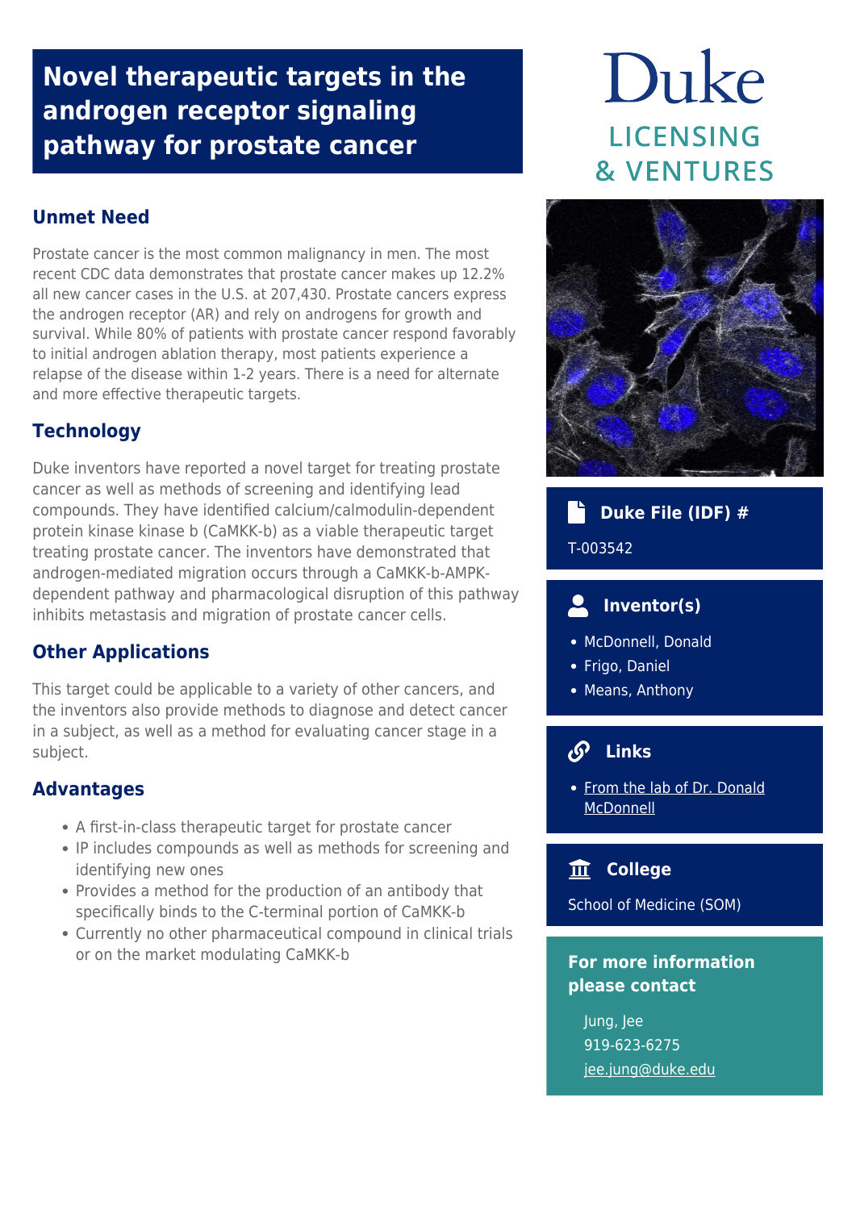# Novel therapeutic targets in the androgen receptor signaling pathway for prostate cancer

Duke LICENSING & VENTURES

## Unmet Need

Prostate cancer is the most common malignancy in men. The most recent CDC data demonstrates that prostate cancer makes up 12.2% all new cancer cases in the U.S. at 207,430. Prostate cancers express the androgen receptor (AR) and rely on androgens for growth and survival. While 80% of patients with prostate cancer respond favorably to initial androgen ablation therapy, most patients experience a relapse of the disease within 1-2 years. There is a need for alternate and more effective therapeutic targets.

## Technology

Duke inventors have reported a novel target for treating prostate cancer as well as methods of screening and identifying lead compounds. They have identified calcium/calmodulin-dependent protein kinase kinase b (CaMKK-b) as a viable therapeutic target treating prostate cancer. The inventors have demonstrated that androgen-mediated migration occurs through a CaMKK-b-AMPK-dependent pathway and pharmacological disruption of this pathway inhibits metastasis and migration of prostate cancer cells.

## Other Applications

This target could be applicable to a variety of other cancers, and the inventors also provide methods to diagnose and detect cancer in a subject, as well as a method for evaluating cancer stage in a subject.

## Advantages

- A first-in-class therapeutic target for prostate cancer
- IP includes compounds as well as methods for screening and identifying new ones
- Provides a method for the production of an antibody that specifically binds to the C-terminal portion of CaMKK-b
- Currently no other pharmaceutical compound in clinical trials or on the market modulating CaMKK-b

## Duke File (IDF) #

T-003542

## Inventor(s)

- McDonnell, Donald
- Frigo, Daniel
- Means, Anthony

## Links

- From the lab of Dr. Donald McDonnell

## College

School of Medicine (SOM)

## For more information please contact

Jung, Jee
919-623-6275
jee.jung@duke.edu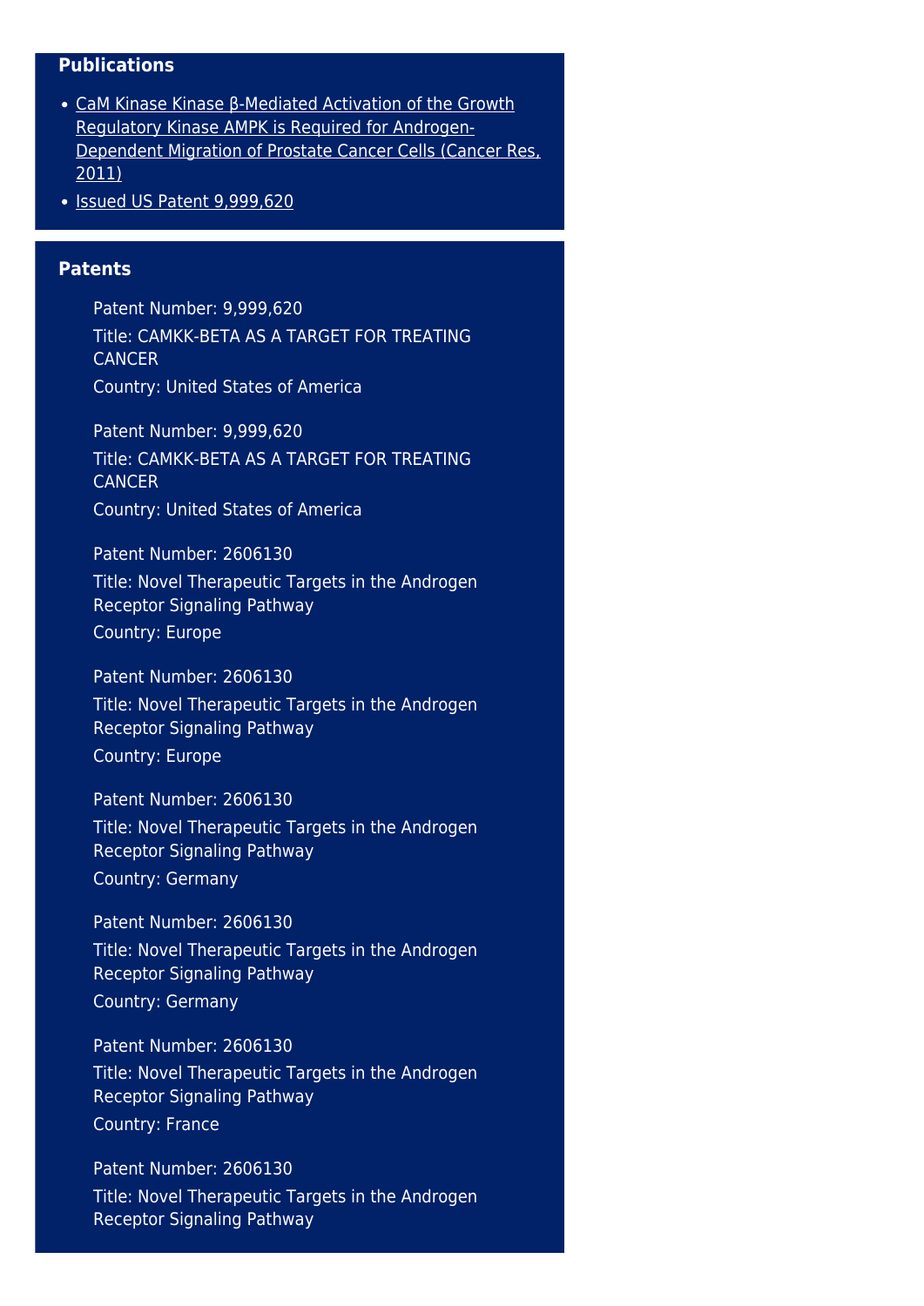## Publications

- CaM Kinase Kinase β-Mediated Activation of the Growth Regulatory Kinase AMPK is Required for Androgen-Dependent Migration of Prostate Cancer Cells (Cancer Res, 2011)
- Issued US Patent 9,999,620

## Patents

Patent Number: 9,999,620
Title: CAMKK-BETA AS A TARGET FOR TREATING CANCER
Country: United States of America

Patent Number: 9,999,620
Title: CAMKK-BETA AS A TARGET FOR TREATING CANCER
Country: United States of America

Patent Number: 2606130
Title: Novel Therapeutic Targets in the Androgen Receptor Signaling Pathway
Country: Europe

Patent Number: 2606130
Title: Novel Therapeutic Targets in the Androgen Receptor Signaling Pathway
Country: Europe

Patent Number: 2606130
Title: Novel Therapeutic Targets in the Androgen Receptor Signaling Pathway
Country: Germany

Patent Number: 2606130
Title: Novel Therapeutic Targets in the Androgen Receptor Signaling Pathway
Country: Germany

Patent Number: 2606130
Title: Novel Therapeutic Targets in the Androgen Receptor Signaling Pathway
Country: France

Patent Number: 2606130
Title: Novel Therapeutic Targets in the Androgen Receptor Signaling Pathway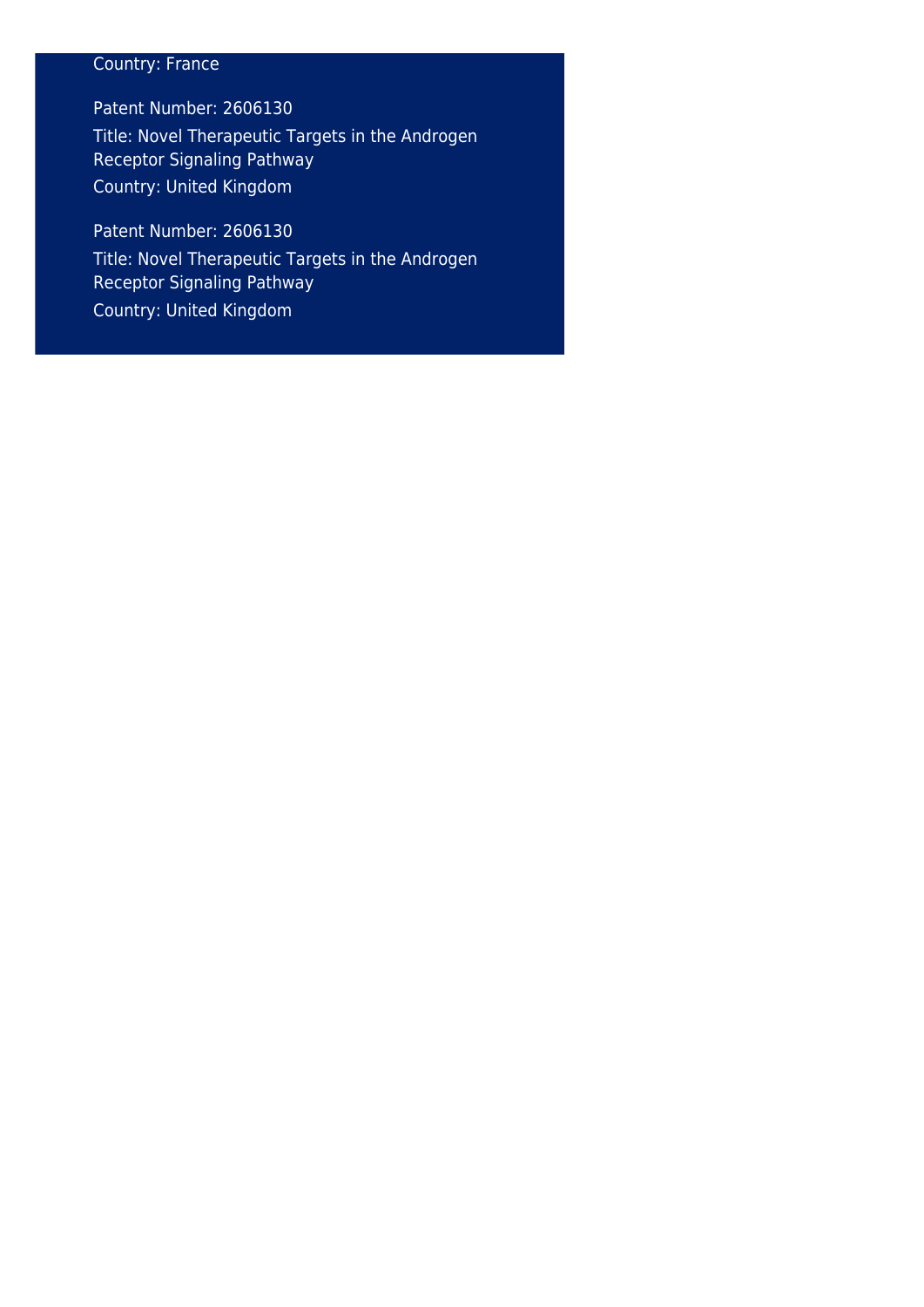Country: France

Patent Number: 2606130

Title: Novel Therapeutic Targets in the Androgen Receptor Signaling Pathway

Country: United Kingdom

Patent Number: 2606130

Title: Novel Therapeutic Targets in the Androgen Receptor Signaling Pathway

Country: United Kingdom